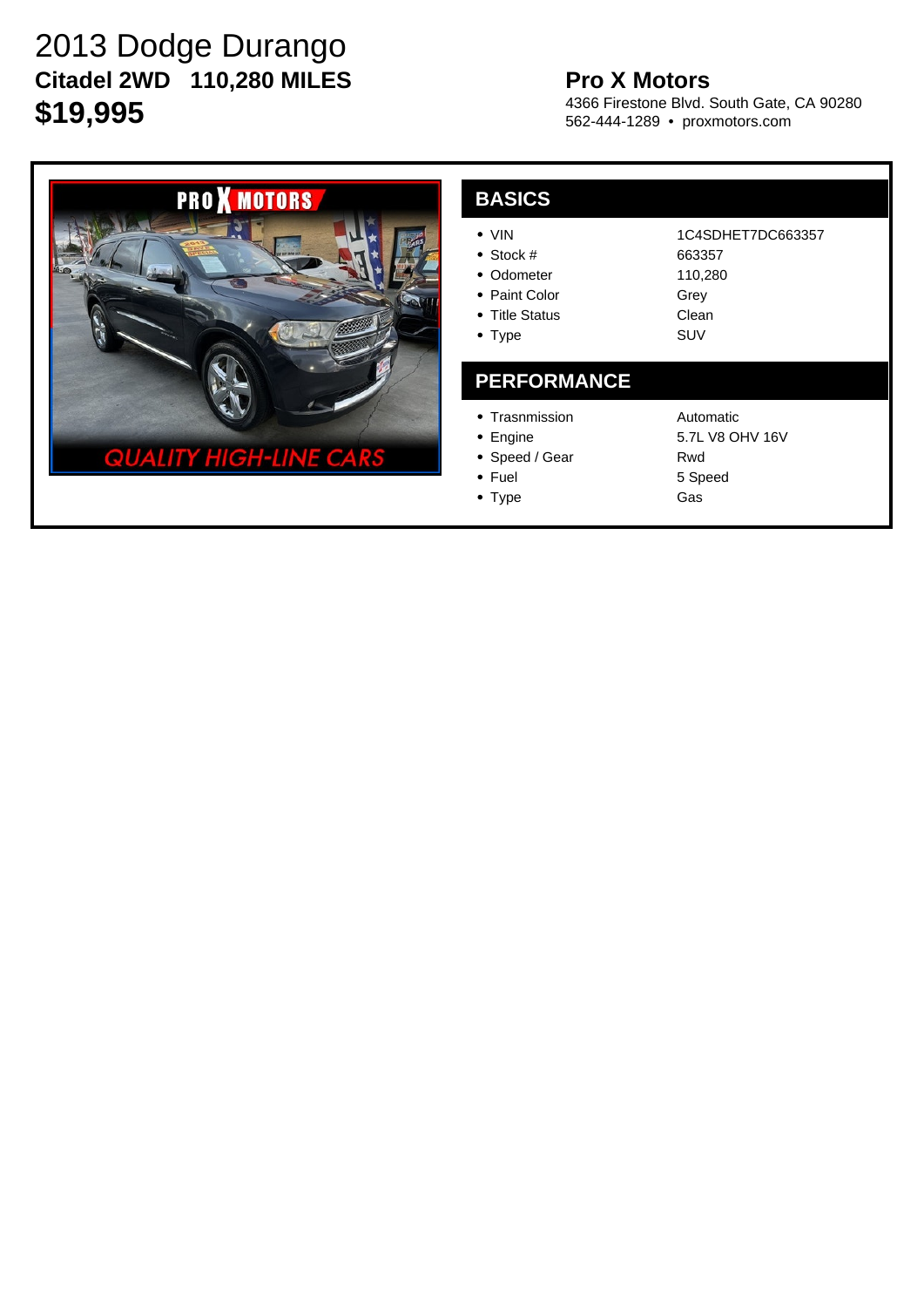# 2013 Dodge Durango

**Citadel 2WD   110,280 MILES**

**$19,995**

**Pro X Motors**

4366 Firestone Blvd. South Gate, CA 90280
562-444-1289 • proxmotors.com

## BASICS

| | |
|---|---|
| • VIN | 1C4SDHET7DC663357 |
| • Stock # | 663357 |
| • Odometer | 110,280 |
| • Paint Color | Grey |
| • Title Status | Clean |
| • Type | SUV |

## PERFORMANCE

| | |
|---|---|
| • Trasnmission | Automatic |
| • Engine | 5.7L V8 OHV 16V |
| • Speed / Gear | Rwd |
| • Fuel | 5 Speed |
| • Type | Gas |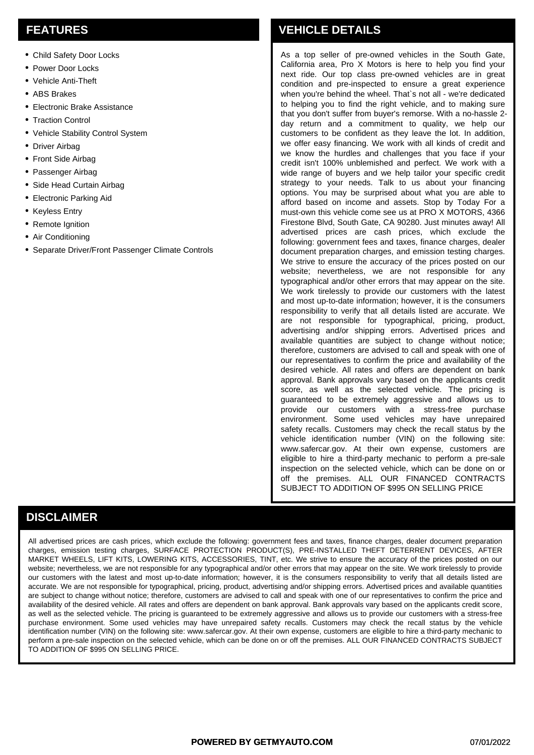## FEATURES

- Child Safety Door Locks
- Power Door Locks
- Vehicle Anti-Theft
- ABS Brakes
- Electronic Brake Assistance
- Traction Control
- Vehicle Stability Control System
- Driver Airbag
- Front Side Airbag
- Passenger Airbag
- Side Head Curtain Airbag
- Electronic Parking Aid
- Keyless Entry
- Remote Ignition
- Air Conditioning
- Separate Driver/Front Passenger Climate Controls

## VEHICLE DETAILS

As a top seller of pre-owned vehicles in the South Gate, California area, Pro X Motors is here to help you find your next ride. Our top class pre-owned vehicles are in great condition and pre-inspected to ensure a great experience when you're behind the wheel. That`s not all - we're dedicated to helping you to find the right vehicle, and to making sure that you don't suffer from buyer's remorse. With a no-hassle 2-day return and a commitment to quality, we help our customers to be confident as they leave the lot. In addition, we offer easy financing. We work with all kinds of credit and we know the hurdles and challenges that you face if your credit isn't 100% unblemished and perfect. We work with a wide range of buyers and we help tailor your specific credit strategy to your needs. Talk to us about your financing options. You may be surprised about what you are able to afford based on income and assets. Stop by Today For a must-own this vehicle come see us at PRO X MOTORS, 4366 Firestone Blvd, South Gate, CA 90280. Just minutes away! All advertised prices are cash prices, which exclude the following: government fees and taxes, finance charges, dealer document preparation charges, and emission testing charges. We strive to ensure the accuracy of the prices posted on our website; nevertheless, we are not responsible for any typographical and/or other errors that may appear on the site. We work tirelessly to provide our customers with the latest and most up-to-date information; however, it is the consumers responsibility to verify that all details listed are accurate. We are not responsible for typographical, pricing, product, advertising and/or shipping errors. Advertised prices and available quantities are subject to change without notice; therefore, customers are advised to call and speak with one of our representatives to confirm the price and availability of the desired vehicle. All rates and offers are dependent on bank approval. Bank approvals vary based on the applicants credit score, as well as the selected vehicle. The pricing is guaranteed to be extremely aggressive and allows us to provide our customers with a stress-free purchase environment. Some used vehicles may have unrepaired safety recalls. Customers may check the recall status by the vehicle identification number (VIN) on the following site: www.safercar.gov. At their own expense, customers are eligible to hire a third-party mechanic to perform a pre-sale inspection on the selected vehicle, which can be done on or off the premises. ALL OUR FINANCED CONTRACTS SUBJECT TO ADDITION OF $995 ON SELLING PRICE

## DISCLAIMER

All advertised prices are cash prices, which exclude the following: government fees and taxes, finance charges, dealer document preparation charges, emission testing charges, SURFACE PROTECTION PRODUCT(S), PRE-INSTALLED THEFT DETERRENT DEVICES, AFTER MARKET WHEELS, LIFT KITS, LOWERING KITS, ACCESSORIES, TINT, etc. We strive to ensure the accuracy of the prices posted on our website; nevertheless, we are not responsible for any typographical and/or other errors that may appear on the site. We work tirelessly to provide our customers with the latest and most up-to-date information; however, it is the consumers responsibility to verify that all details listed are accurate. We are not responsible for typographical, pricing, product, advertising and/or shipping errors. Advertised prices and available quantities are subject to change without notice; therefore, customers are advised to call and speak with one of our representatives to confirm the price and availability of the desired vehicle. All rates and offers are dependent on bank approval. Bank approvals vary based on the applicants credit score, as well as the selected vehicle. The pricing is guaranteed to be extremely aggressive and allows us to provide our customers with a stress-free purchase environment. Some used vehicles may have unrepaired safety recalls. Customers may check the recall status by the vehicle identification number (VIN) on the following site: www.safercar.gov. At their own expense, customers are eligible to hire a third-party mechanic to perform a pre-sale inspection on the selected vehicle, which can be done on or off the premises. ALL OUR FINANCED CONTRACTS SUBJECT TO ADDITION OF $995 ON SELLING PRICE.